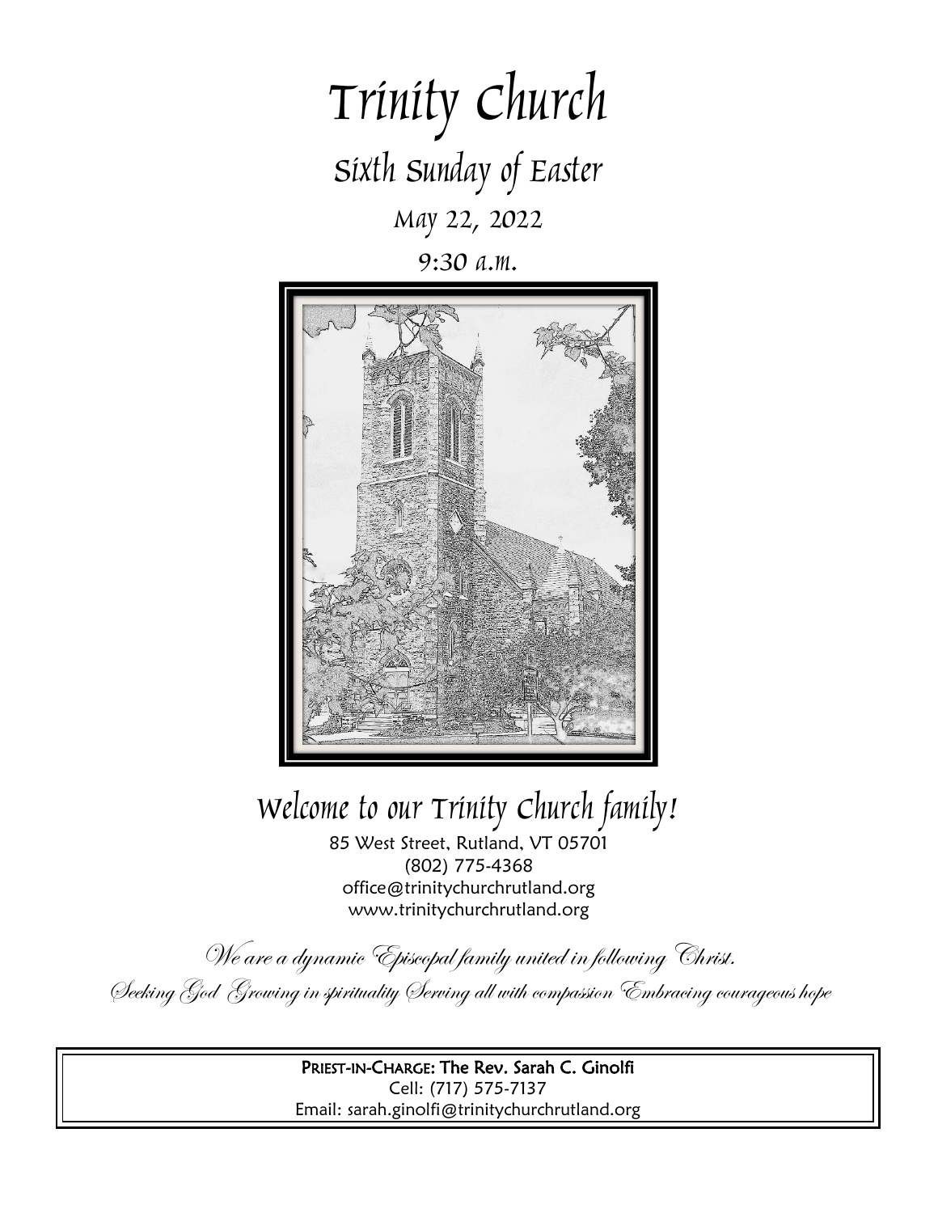# Trinity Church

## Sixth Sunday of Easter

May 22, 2022

9:30 a.m.

## Welcome to our Trinity Church family!

85 West Street, Rutland, VT 05701
(802) 775-4368
office@trinitychurchrutland.org
www.trinitychurchrutland.org

*We are a dynamic Episcopal family united in following Christ.*

*Seeking God Growing in spirituality Serving all with compassion Embracing courageous hope*

**PRIEST-IN-CHARGE: The Rev. Sarah C. Ginolfi**
Cell: (717) 575-7137
Email: sarah.ginolfi@trinitychurchrutland.org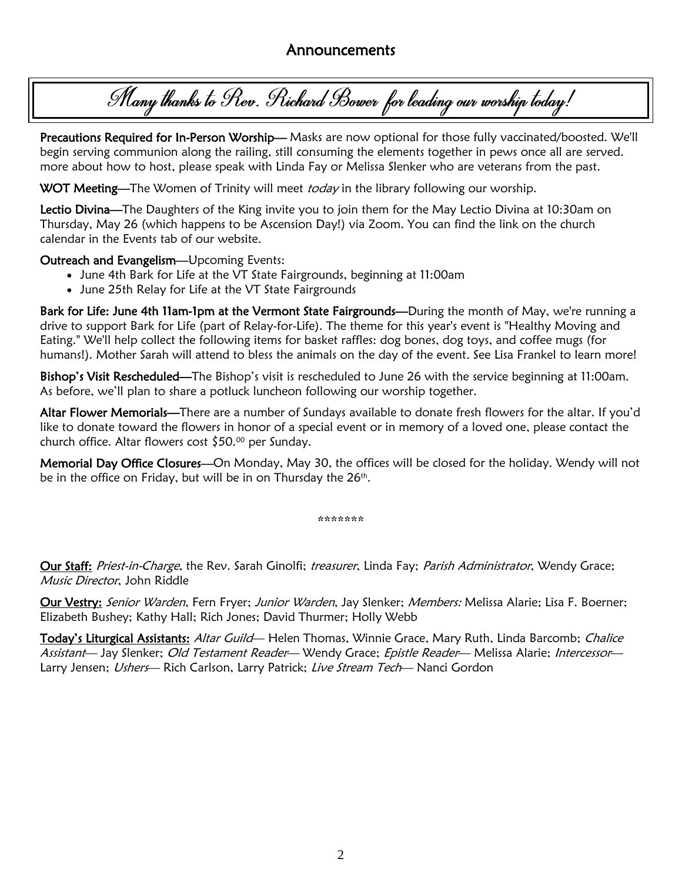## Announcements

*Many thanks to Rev. Richard Bower for leading our worship today!*

**Precautions Required for In-Person Worship—** Masks are now optional for those fully vaccinated/boosted. We'll begin serving communion along the railing, still consuming the elements together in pews once all are served. more about how to host, please speak with Linda Fay or Melissa Slenker who are veterans from the past.

**WOT Meeting**—The Women of Trinity will meet *today* in the library following our worship.

**Lectio Divina**—The Daughters of the King invite you to join them for the May Lectio Divina at 10:30am on Thursday, May 26 (which happens to be Ascension Day!) via Zoom. You can find the link on the church calendar in the Events tab of our website.

**Outreach and Evangelism**—Upcoming Events:

- June 4th Bark for Life at the VT State Fairgrounds, beginning at 11:00am
- June 25th Relay for Life at the VT State Fairgrounds

**Bark for Life: June 4th 11am-1pm at the Vermont State Fairgrounds—**During the month of May, we're running a drive to support Bark for Life (part of Relay-for-Life). The theme for this year's event is "Healthy Moving and Eating." We'll help collect the following items for basket raffles: dog bones, dog toys, and coffee mugs (for humans!). Mother Sarah will attend to bless the animals on the day of the event. See Lisa Frankel to learn more!

**Bishop's Visit Rescheduled—**The Bishop's visit is rescheduled to June 26 with the service beginning at 11:00am. As before, we'll plan to share a potluck luncheon following our worship together.

**Altar Flower Memorials—**There are a number of Sundays available to donate fresh flowers for the altar. If you'd like to donate toward the flowers in honor of a special event or in memory of a loved one, please contact the church office. Altar flowers cost $50.00 per Sunday.

**Memorial Day Office Closures—**On Monday, May 30, the offices will be closed for the holiday. Wendy will not be in the office on Friday, but will be in on Thursday the 26th.

*******

**Our Staff:** *Priest-in-Charge*, the Rev. Sarah Ginolfi; *treasurer*, Linda Fay; *Parish Administrator*, Wendy Grace; *Music Director*, John Riddle

**Our Vestry:** *Senior Warden*, Fern Fryer; *Junior Warden*, Jay Slenker; *Members:* Melissa Alarie; Lisa F. Boerner; Elizabeth Bushey; Kathy Hall; Rich Jones; David Thurmer; Holly Webb

**Today's Liturgical Assistants:** *Altar Guild*— Helen Thomas, Winnie Grace, Mary Ruth, Linda Barcomb; *Chalice Assistant*— Jay Slenker; *Old Testament Reader*— Wendy Grace; *Epistle Reader*— Melissa Alarie; *Intercessor*— Larry Jensen; *Ushers*— Rich Carlson, Larry Patrick; *Live Stream Tech*— Nanci Gordon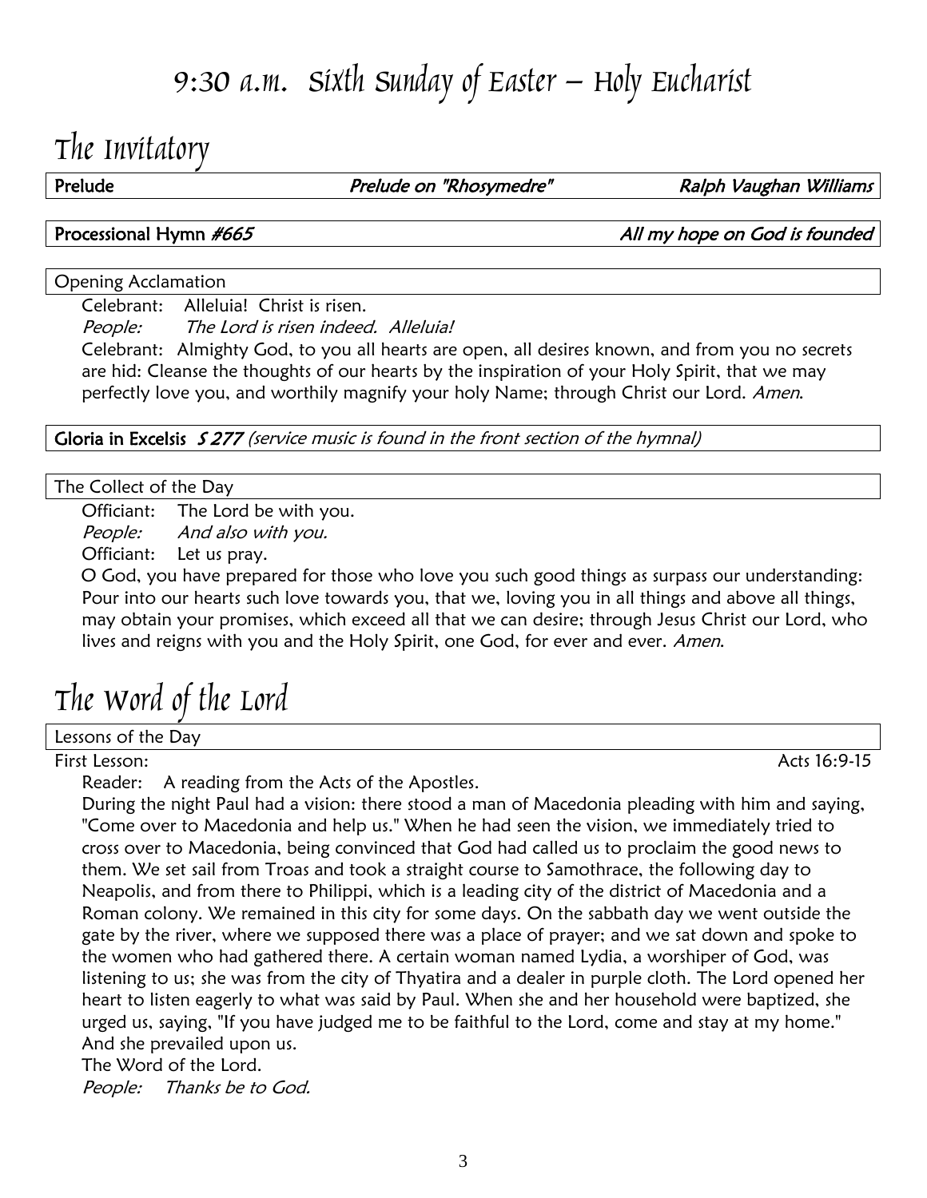# 9:30 a.m. Sixth Sunday of Easter – Holy Eucharist

## The Invitatory

**Prelude** *Prelude on "Rhosymedre"* *Ralph Vaughan Williams*

**Processional Hymn *#665*** *All my hope on God is founded*

Opening Acclamation

Celebrant: Alleluia! Christ is risen.
*People: The Lord is risen indeed. Alleluia!*
Celebrant: Almighty God, to you all hearts are open, all desires known, and from you no secrets are hid: Cleanse the thoughts of our hearts by the inspiration of your Holy Spirit, that we may perfectly love you, and worthily magnify your holy Name; through Christ our Lord. *Amen.*

**Gloria in Excelsis** ***S 277*** *(service music is found in the front section of the hymnal)*

The Collect of the Day

Officiant: The Lord be with you.
*People: And also with you.*
Officiant: Let us pray.
O God, you have prepared for those who love you such good things as surpass our understanding: Pour into our hearts such love towards you, that we, loving you in all things and above all things, may obtain your promises, which exceed all that we can desire; through Jesus Christ our Lord, who lives and reigns with you and the Holy Spirit, one God, for ever and ever. *Amen.*

## The Word of the Lord

Lessons of the Day

First Lesson: Acts 16:9-15

Reader: A reading from the Acts of the Apostles.
During the night Paul had a vision: there stood a man of Macedonia pleading with him and saying, "Come over to Macedonia and help us." When he had seen the vision, we immediately tried to cross over to Macedonia, being convinced that God had called us to proclaim the good news to them. We set sail from Troas and took a straight course to Samothrace, the following day to Neapolis, and from there to Philippi, which is a leading city of the district of Macedonia and a Roman colony. We remained in this city for some days. On the sabbath day we went outside the gate by the river, where we supposed there was a place of prayer; and we sat down and spoke to the women who had gathered there. A certain woman named Lydia, a worshiper of God, was listening to us; she was from the city of Thyatira and a dealer in purple cloth. The Lord opened her heart to listen eagerly to what was said by Paul. When she and her household were baptized, she urged us, saying, "If you have judged me to be faithful to the Lord, come and stay at my home." And she prevailed upon us.
The Word of the Lord.
*People: Thanks be to God.*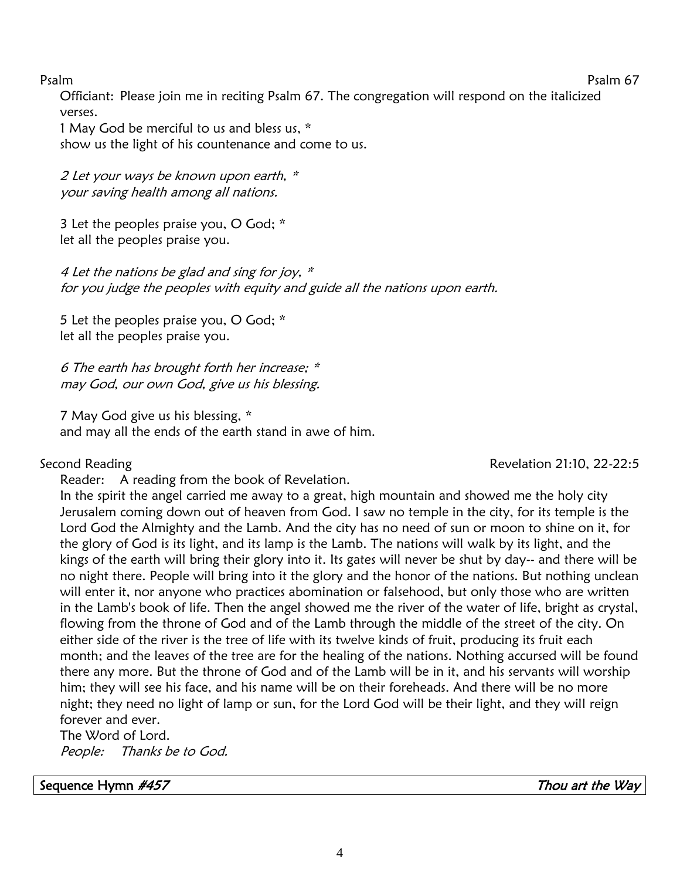Psalm Psalm 67

Officiant: Please join me in reciting Psalm 67. The congregation will respond on the italicized verses.

1 May God be merciful to us and bless us, *
show us the light of his countenance and come to us.

*2 Let your ways be known upon earth, **
*your saving health among all nations.*

3 Let the peoples praise you, O God; *
let all the peoples praise you.

*4 Let the nations be glad and sing for joy, **
*for you judge the peoples with equity and guide all the nations upon earth.*

5 Let the peoples praise you, O God; *
let all the peoples praise you.

*6 The earth has brought forth her increase; **
*may God, our own God, give us his blessing.*

7 May God give us his blessing, *
and may all the ends of the earth stand in awe of him.

Second Reading Revelation 21:10, 22-22:5

Reader: A reading from the book of Revelation.

In the spirit the angel carried me away to a great, high mountain and showed me the holy city Jerusalem coming down out of heaven from God. I saw no temple in the city, for its temple is the Lord God the Almighty and the Lamb. And the city has no need of sun or moon to shine on it, for the glory of God is its light, and its lamp is the Lamb. The nations will walk by its light, and the kings of the earth will bring their glory into it. Its gates will never be shut by day-- and there will be no night there. People will bring into it the glory and the honor of the nations. But nothing unclean will enter it, nor anyone who practices abomination or falsehood, but only those who are written in the Lamb's book of life. Then the angel showed me the river of the water of life, bright as crystal, flowing from the throne of God and of the Lamb through the middle of the street of the city. On either side of the river is the tree of life with its twelve kinds of fruit, producing its fruit each month; and the leaves of the tree are for the healing of the nations. Nothing accursed will be found there any more. But the throne of God and of the Lamb will be in it, and his servants will worship him; they will see his face, and his name will be on their foreheads. And there will be no more night; they need no light of lamp or sun, for the Lord God will be their light, and they will reign forever and ever.

The Word of Lord.

*People: Thanks be to God.*

Sequence Hymn *#457* *Thou art the Way*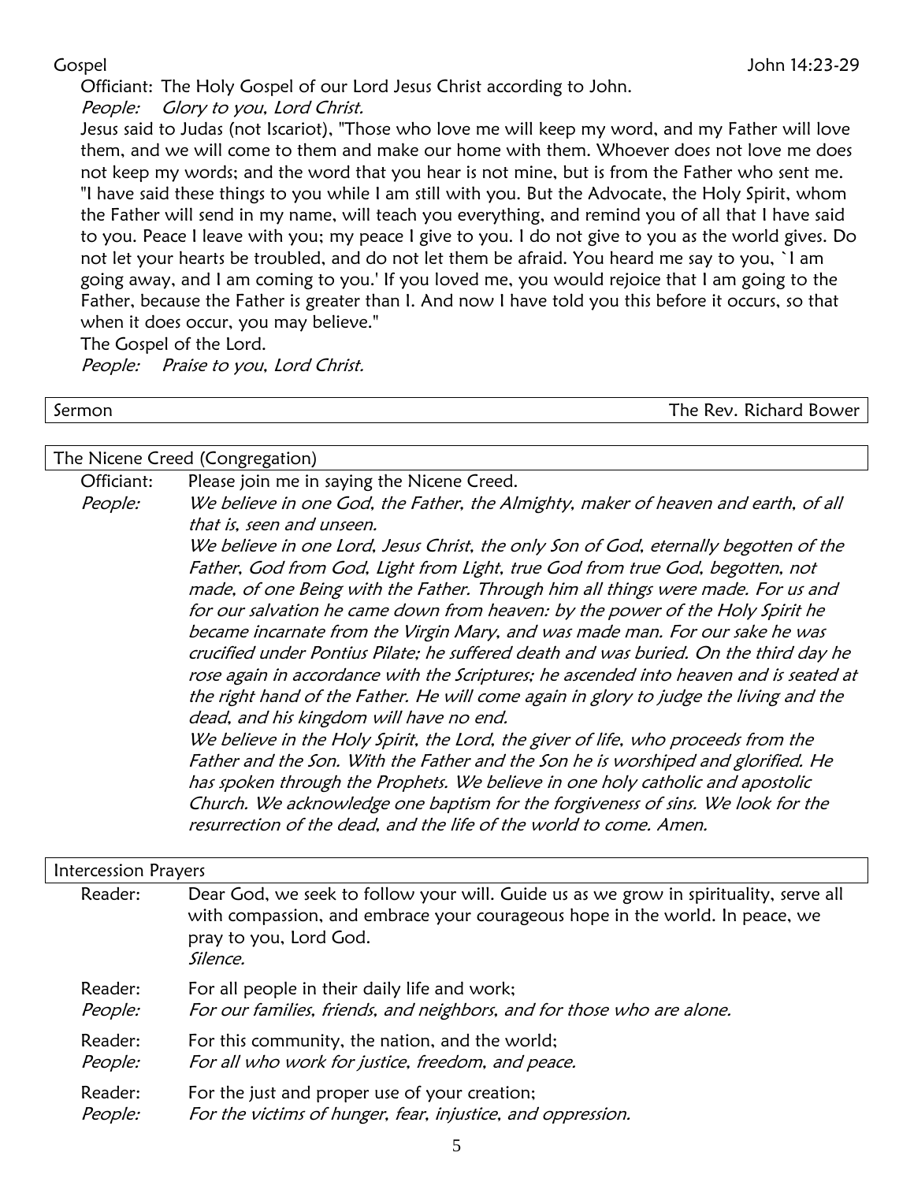Gospel John 14:23-29

Officiant: The Holy Gospel of our Lord Jesus Christ according to John.

*People: Glory to you, Lord Christ.*

Jesus said to Judas (not Iscariot), "Those who love me will keep my word, and my Father will love them, and we will come to them and make our home with them. Whoever does not love me does not keep my words; and the word that you hear is not mine, but is from the Father who sent me. "I have said these things to you while I am still with you. But the Advocate, the Holy Spirit, whom the Father will send in my name, will teach you everything, and remind you of all that I have said to you. Peace I leave with you; my peace I give to you. I do not give to you as the world gives. Do not let your hearts be troubled, and do not let them be afraid. You heard me say to you, `I am going away, and I am coming to you.' If you loved me, you would rejoice that I am going to the Father, because the Father is greater than I. And now I have told you this before it occurs, so that when it does occur, you may believe."

The Gospel of the Lord.

*People: Praise to you, Lord Christ.*

Sermon The Rev. Richard Bower

The Nicene Creed (Congregation)

Officiant: Please join me in saying the Nicene Creed.

*People: We believe in one God, the Father, the Almighty, maker of heaven and earth, of all that is, seen and unseen.*

*We believe in one Lord, Jesus Christ, the only Son of God, eternally begotten of the Father, God from God, Light from Light, true God from true God, begotten, not made, of one Being with the Father. Through him all things were made. For us and for our salvation he came down from heaven: by the power of the Holy Spirit he became incarnate from the Virgin Mary, and was made man. For our sake he was crucified under Pontius Pilate; he suffered death and was buried. On the third day he rose again in accordance with the Scriptures; he ascended into heaven and is seated at the right hand of the Father. He will come again in glory to judge the living and the dead, and his kingdom will have no end.*

*We believe in the Holy Spirit, the Lord, the giver of life, who proceeds from the Father and the Son. With the Father and the Son he is worshiped and glorified. He has spoken through the Prophets. We believe in one holy catholic and apostolic Church. We acknowledge one baptism for the forgiveness of sins. We look for the resurrection of the dead, and the life of the world to come. Amen.*

Intercession Prayers

Reader: Dear God, we seek to follow your will. Guide us as we grow in spirituality, serve all with compassion, and embrace your courageous hope in the world. In peace, we pray to you, Lord God.

*Silence.*

Reader: For all people in their daily life and work;

*People: For our families, friends, and neighbors, and for those who are alone.*

Reader: For this community, the nation, and the world;

*People: For all who work for justice, freedom, and peace.*

Reader: For the just and proper use of your creation;

*People: For the victims of hunger, fear, injustice, and oppression.*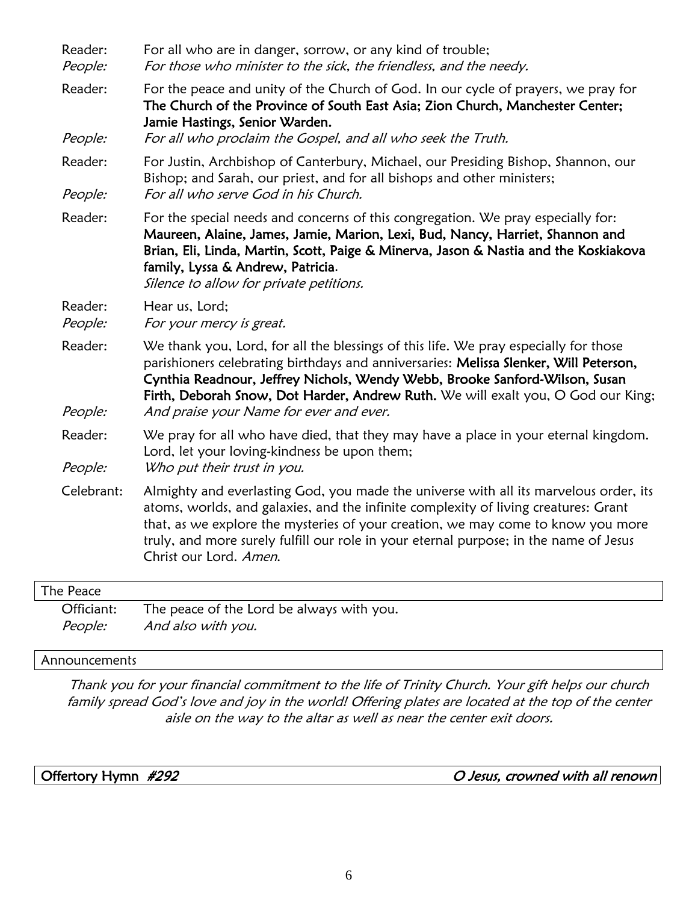Reader: For all who are in danger, sorrow, or any kind of trouble;
*People: For those who minister to the sick, the friendless, and the needy.*

Reader: For the peace and unity of the Church of God. In our cycle of prayers, we pray for **The Church of the Province of South East Asia; Zion Church, Manchester Center; Jamie Hastings, Senior Warden.**
*People: For all who proclaim the Gospel, and all who seek the Truth.*

Reader: For Justin, Archbishop of Canterbury, Michael, our Presiding Bishop, Shannon, our Bishop; and Sarah, our priest, and for all bishops and other ministers;
*People: For all who serve God in his Church.*

Reader: For the special needs and concerns of this congregation. We pray especially for: **Maureen, Alaine, James, Jamie, Marion, Lexi, Bud, Nancy, Harriet, Shannon and Brian, Eli, Linda, Martin, Scott, Paige & Minerva, Jason & Nastia and the Koskiakova family, Lyssa & Andrew, Patricia**.
*Silence to allow for private petitions.*

Reader: Hear us, Lord;
*People: For your mercy is great.*

Reader: We thank you, Lord, for all the blessings of this life. We pray especially for those parishioners celebrating birthdays and anniversaries: **Melissa Slenker, Will Peterson, Cynthia Readnour, Jeffrey Nichols, Wendy Webb, Brooke Sanford-Wilson, Susan Firth, Deborah Snow, Dot Harder, Andrew Ruth.** We will exalt you, O God our King;
*People: And praise your Name for ever and ever.*

Reader: We pray for all who have died, that they may have a place in your eternal kingdom. Lord, let your loving-kindness be upon them;
*People: Who put their trust in you.*

Celebrant: Almighty and everlasting God, you made the universe with all its marvelous order, its atoms, worlds, and galaxies, and the infinite complexity of living creatures: Grant that, as we explore the mysteries of your creation, we may come to know you more truly, and more surely fulfill our role in your eternal purpose; in the name of Jesus Christ our Lord. *Amen.*

## The Peace

Officiant: The peace of the Lord be always with you.
*People: And also with you.*

## Announcements

*Thank you for your financial commitment to the life of Trinity Church. Your gift helps our church family spread God's love and joy in the world! Offering plates are located at the top of the center aisle on the way to the altar as well as near the center exit doors.*

## Offertory Hymn *#292* — *O Jesus, crowned with all renown*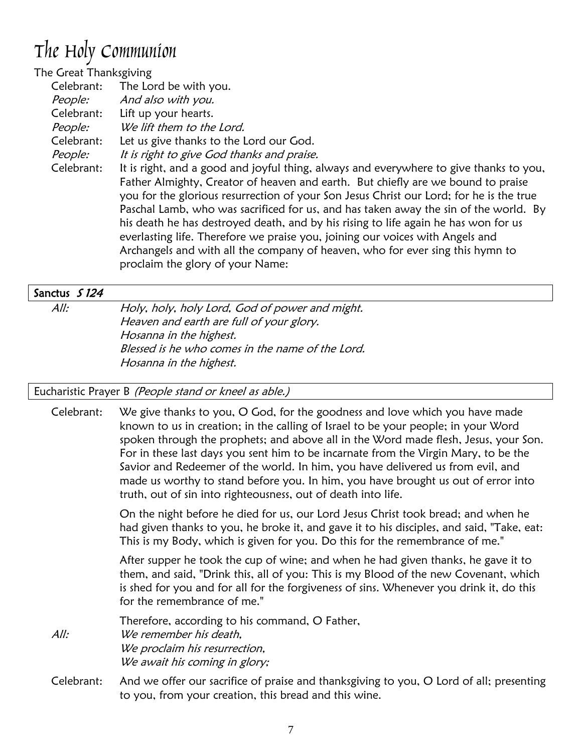# The Holy Communion

The Great Thanksgiving

Celebrant: The Lord be with you.
*People: And also with you.*
Celebrant: Lift up your hearts.
*People: We lift them to the Lord.*
Celebrant: Let us give thanks to the Lord our God.
*People: It is right to give God thanks and praise.*
Celebrant: It is right, and a good and joyful thing, always and everywhere to give thanks to you, Father Almighty, Creator of heaven and earth. But chiefly are we bound to praise you for the glorious resurrection of your Son Jesus Christ our Lord; for he is the true Paschal Lamb, who was sacrificed for us, and has taken away the sin of the world. By his death he has destroyed death, and by his rising to life again he has won for us everlasting life. Therefore we praise you, joining our voices with Angels and Archangels and with all the company of heaven, who for ever sing this hymn to proclaim the glory of your Name:

**Sanctus** *S 124*

*All: Holy, holy, holy Lord, God of power and might.
Heaven and earth are full of your glory.
Hosanna in the highest.
Blessed is he who comes in the name of the Lord.
Hosanna in the highest.*

Eucharistic Prayer B *(People stand or kneel as able.)*

Celebrant: We give thanks to you, O God, for the goodness and love which you have made known to us in creation; in the calling of Israel to be your people; in your Word spoken through the prophets; and above all in the Word made flesh, Jesus, your Son. For in these last days you sent him to be incarnate from the Virgin Mary, to be the Savior and Redeemer of the world. In him, you have delivered us from evil, and made us worthy to stand before you. In him, you have brought us out of error into truth, out of sin into righteousness, out of death into life.

On the night before he died for us, our Lord Jesus Christ took bread; and when he had given thanks to you, he broke it, and gave it to his disciples, and said, "Take, eat: This is my Body, which is given for you. Do this for the remembrance of me."

After supper he took the cup of wine; and when he had given thanks, he gave it to them, and said, "Drink this, all of you: This is my Blood of the new Covenant, which is shed for you and for all for the forgiveness of sins. Whenever you drink it, do this for the remembrance of me."

Therefore, according to his command, O Father,

*All: We remember his death,
We proclaim his resurrection,
We await his coming in glory;*

Celebrant: And we offer our sacrifice of praise and thanksgiving to you, O Lord of all; presenting to you, from your creation, this bread and this wine.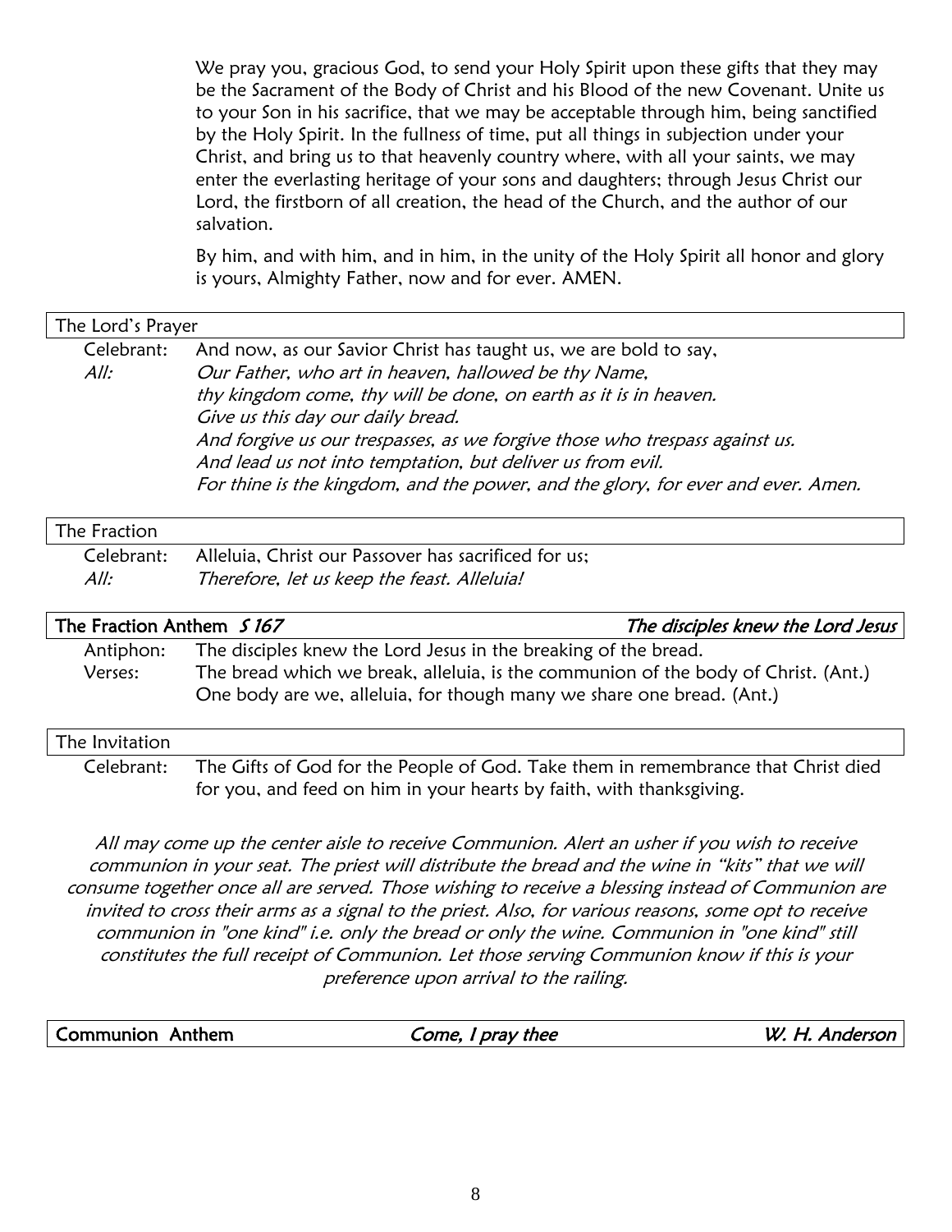We pray you, gracious God, to send your Holy Spirit upon these gifts that they may be the Sacrament of the Body of Christ and his Blood of the new Covenant. Unite us to your Son in his sacrifice, that we may be acceptable through him, being sanctified by the Holy Spirit. In the fullness of time, put all things in subjection under your Christ, and bring us to that heavenly country where, with all your saints, we may enter the everlasting heritage of your sons and daughters; through Jesus Christ our Lord, the firstborn of all creation, the head of the Church, and the author of our salvation.

By him, and with him, and in him, in the unity of the Holy Spirit all honor and glory is yours, Almighty Father, now and for ever. AMEN.

## The Lord's Prayer

Celebrant: And now, as our Savior Christ has taught us, we are bold to say,

*All:* *Our Father, who art in heaven, hallowed be thy Name,*
*thy kingdom come, thy will be done, on earth as it is in heaven.*
*Give us this day our daily bread.*
*And forgive us our trespasses, as we forgive those who trespass against us.*
*And lead us not into temptation, but deliver us from evil.*
*For thine is the kingdom, and the power, and the glory, for ever and ever. Amen.*

## The Fraction

Celebrant: Alleluia, Christ our Passover has sacrificed for us;

*All:* *Therefore, let us keep the feast. Alleluia!*

## The Fraction Anthem *S 167* — *The disciples knew the Lord Jesus*

Antiphon: The disciples knew the Lord Jesus in the breaking of the bread.

Verses: The bread which we break, alleluia, is the communion of the body of Christ. (Ant.)
One body are we, alleluia, for though many we share one bread. (Ant.)

## The Invitation

Celebrant: The Gifts of God for the People of God. Take them in remembrance that Christ died for you, and feed on him in your hearts by faith, with thanksgiving.

*All may come up the center aisle to receive Communion. Alert an usher if you wish to receive communion in your seat. The priest will distribute the bread and the wine in "kits" that we will consume together once all are served. Those wishing to receive a blessing instead of Communion are invited to cross their arms as a signal to the priest. Also, for various reasons, some opt to receive communion in "one kind" i.e. only the bread or only the wine. Communion in "one kind" still constitutes the full receipt of Communion. Let those serving Communion know if this is your preference upon arrival to the railing.*

## Communion Anthem — *Come, I pray thee* — *W. H. Anderson*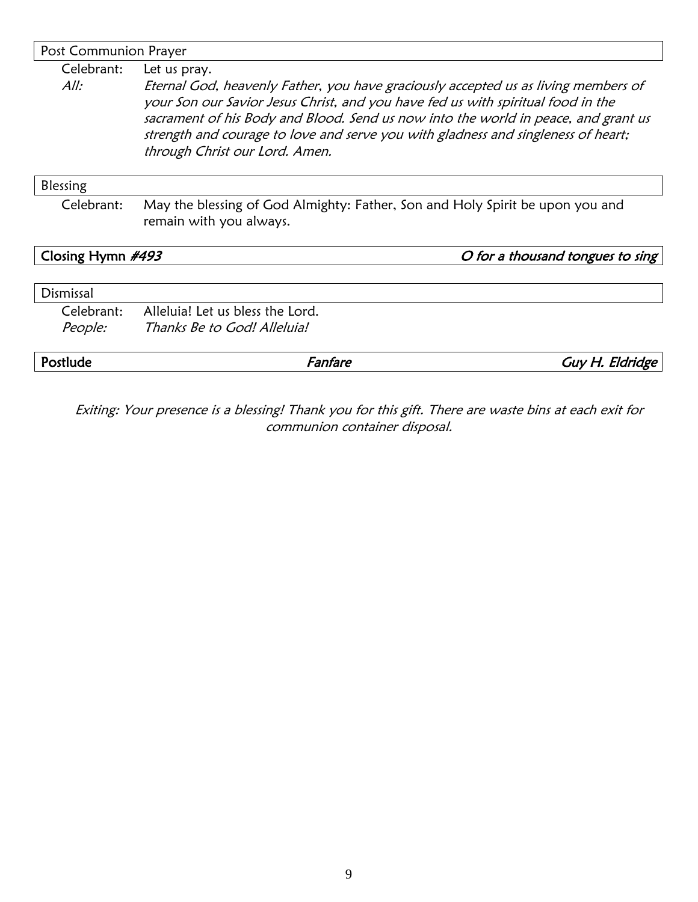Post Communion Prayer

Celebrant: Let us pray.

*All:* *Eternal God, heavenly Father, you have graciously accepted us as living members of your Son our Savior Jesus Christ, and you have fed us with spiritual food in the sacrament of his Body and Blood. Send us now into the world in peace, and grant us strength and courage to love and serve you with gladness and singleness of heart; through Christ our Lord. Amen.*

Blessing

Celebrant: May the blessing of God Almighty: Father, Son and Holy Spirit be upon you and remain with you always.

**Closing Hymn *#493*** *O for a thousand tongues to sing*

Dismissal

Celebrant: Alleluia! Let us bless the Lord.

*People:* *Thanks Be to God! Alleluia!*

**Postlude** *Fanfare* *Guy H. Eldridge*

*Exiting: Your presence is a blessing! Thank you for this gift. There are waste bins at each exit for communion container disposal.*